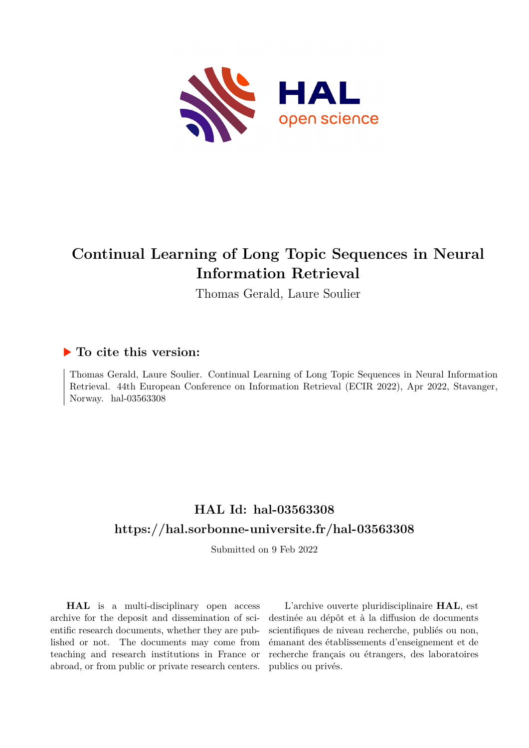# Continual Learning of Long Topic Sequences in Neural Information Retrieval

Thomas Gerald, Laure Soulier

## ▶ To cite this version:

Thomas Gerald, Laure Soulier. Continual Learning of Long Topic Sequences in Neural Information Retrieval. 44th European Conference on Information Retrieval (ECIR 2022), Apr 2022, Stavanger, Norway. hal-03563308

## HAL Id: hal-03563308

## https://hal.sorbonne-universite.fr/hal-03563308

Submitted on 9 Feb 2022

**HAL** is a multi-disciplinary open access archive for the deposit and dissemination of scientific research documents, whether they are published or not. The documents may come from teaching and research institutions in France or abroad, or from public or private research centers.

L'archive ouverte pluridisciplinaire **HAL**, est destinée au dépôt et à la diffusion de documents scientifiques de niveau recherche, publiés ou non, émanant des établissements d'enseignement et de recherche français ou étrangers, des laboratoires publics ou privés.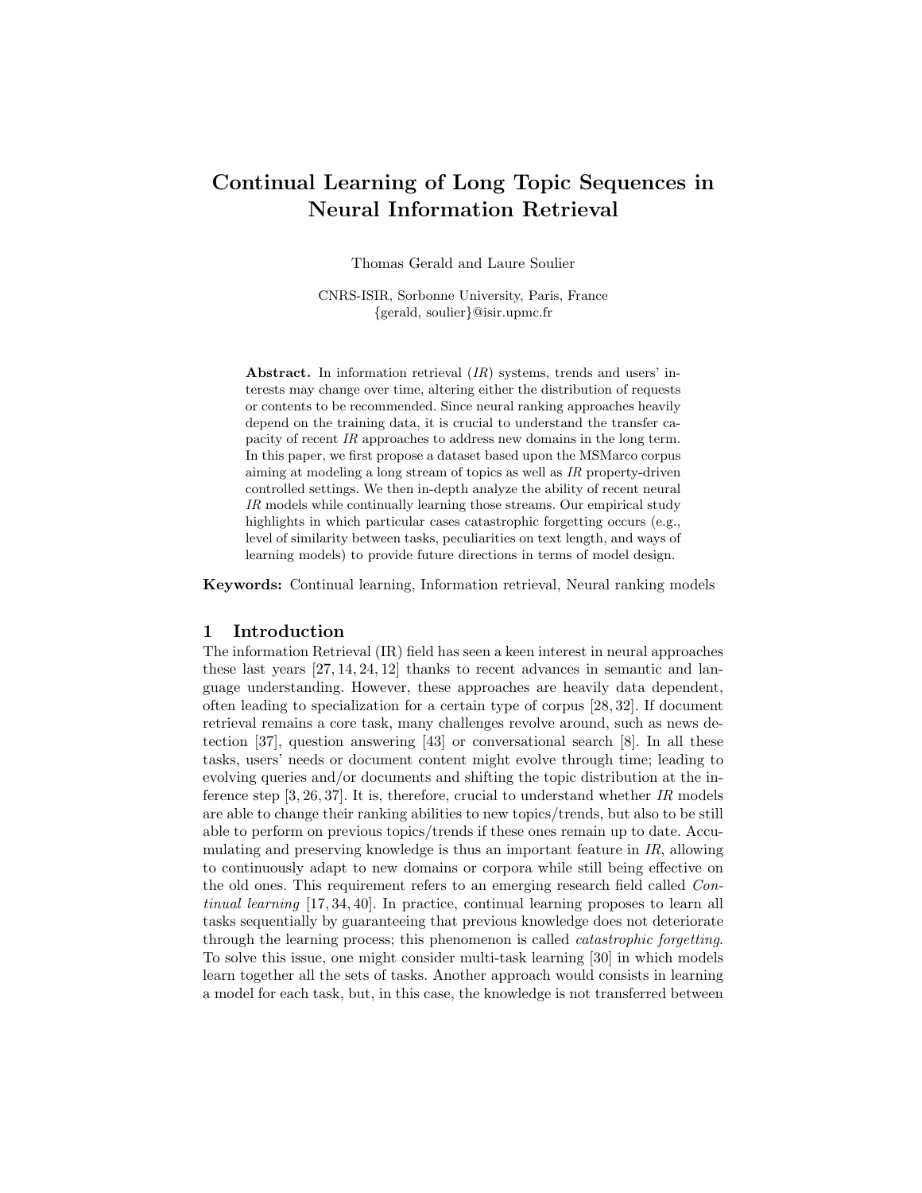# Continual Learning of Long Topic Sequences in Neural Information Retrieval

Thomas Gerald and Laure Soulier

CNRS-ISIR, Sorbonne University, Paris, France
{gerald, soulier}@isir.upmc.fr

**Abstract.** In information retrieval (*IR*) systems, trends and users' interests may change over time, altering either the distribution of requests or contents to be recommended. Since neural ranking approaches heavily depend on the training data, it is crucial to understand the transfer capacity of recent *IR* approaches to address new domains in the long term. In this paper, we first propose a dataset based upon the MSMarco corpus aiming at modeling a long stream of topics as well as *IR* property-driven controlled settings. We then in-depth analyze the ability of recent neural *IR* models while continually learning those streams. Our empirical study highlights in which particular cases catastrophic forgetting occurs (e.g., level of similarity between tasks, peculiarities on text length, and ways of learning models) to provide future directions in terms of model design.

**Keywords:** Continual learning, Information retrieval, Neural ranking models

## 1 Introduction

The information Retrieval (IR) field has seen a keen interest in neural approaches these last years [27, 14, 24, 12] thanks to recent advances in semantic and language understanding. However, these approaches are heavily data dependent, often leading to specialization for a certain type of corpus [28, 32]. If document retrieval remains a core task, many challenges revolve around, such as news detection [37], question answering [43] or conversational search [8]. In all these tasks, users' needs or document content might evolve through time; leading to evolving queries and/or documents and shifting the topic distribution at the inference step [3, 26, 37]. It is, therefore, crucial to understand whether *IR* models are able to change their ranking abilities to new topics/trends, but also to be still able to perform on previous topics/trends if these ones remain up to date. Accumulating and preserving knowledge is thus an important feature in *IR*, allowing to continuously adapt to new domains or corpora while still being effective on the old ones. This requirement refers to an emerging research field called *Continual learning* [17, 34, 40]. In practice, continual learning proposes to learn all tasks sequentially by guaranteeing that previous knowledge does not deteriorate through the learning process; this phenomenon is called *catastrophic forgetting*. To solve this issue, one might consider multi-task learning [30] in which models learn together all the sets of tasks. Another approach would consists in learning a model for each task, but, in this case, the knowledge is not transferred between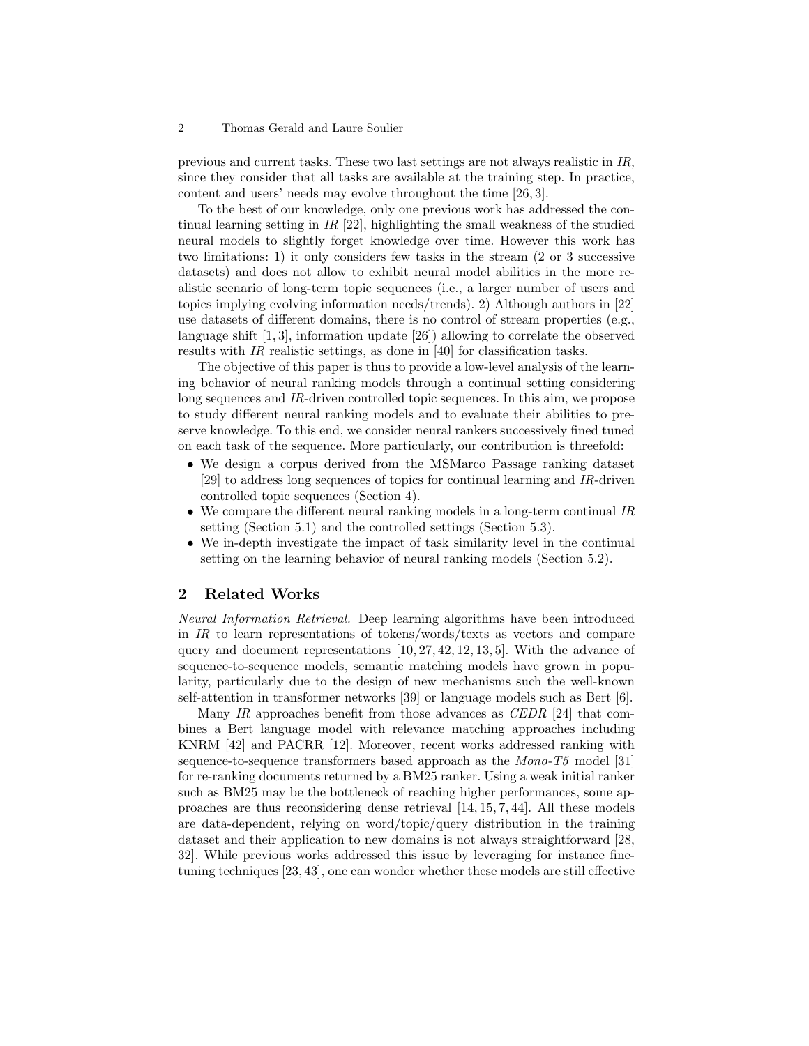previous and current tasks. These two last settings are not always realistic in *IR*, since they consider that all tasks are available at the training step. In practice, content and users' needs may evolve throughout the time [26, 3].

To the best of our knowledge, only one previous work has addressed the continual learning setting in *IR* [22], highlighting the small weakness of the studied neural models to slightly forget knowledge over time. However this work has two limitations: 1) it only considers few tasks in the stream (2 or 3 successive datasets) and does not allow to exhibit neural model abilities in the more realistic scenario of long-term topic sequences (i.e., a larger number of users and topics implying evolving information needs/trends). 2) Although authors in [22] use datasets of different domains, there is no control of stream properties (e.g., language shift [1, 3], information update [26]) allowing to correlate the observed results with *IR* realistic settings, as done in [40] for classification tasks.

The objective of this paper is thus to provide a low-level analysis of the learning behavior of neural ranking models through a continual setting considering long sequences and *IR*-driven controlled topic sequences. In this aim, we propose to study different neural ranking models and to evaluate their abilities to preserve knowledge. To this end, we consider neural rankers successively fined tuned on each task of the sequence. More particularly, our contribution is threefold:

- We design a corpus derived from the MSMarco Passage ranking dataset [29] to address long sequences of topics for continual learning and *IR*-driven controlled topic sequences (Section 4).
- We compare the different neural ranking models in a long-term continual *IR* setting (Section 5.1) and the controlled settings (Section 5.3).
- We in-depth investigate the impact of task similarity level in the continual setting on the learning behavior of neural ranking models (Section 5.2).

## 2 Related Works

*Neural Information Retrieval.* Deep learning algorithms have been introduced in *IR* to learn representations of tokens/words/texts as vectors and compare query and document representations [10, 27, 42, 12, 13, 5]. With the advance of sequence-to-sequence models, semantic matching models have grown in popularity, particularly due to the design of new mechanisms such the well-known self-attention in transformer networks [39] or language models such as Bert [6].

Many *IR* approaches benefit from those advances as *CEDR* [24] that combines a Bert language model with relevance matching approaches including KNRM [42] and PACRR [12]. Moreover, recent works addressed ranking with sequence-to-sequence transformers based approach as the *Mono-T5* model [31] for re-ranking documents returned by a BM25 ranker. Using a weak initial ranker such as BM25 may be the bottleneck of reaching higher performances, some approaches are thus reconsidering dense retrieval [14, 15, 7, 44]. All these models are data-dependent, relying on word/topic/query distribution in the training dataset and their application to new domains is not always straightforward [28, 32]. While previous works addressed this issue by leveraging for instance fine-tuning techniques [23, 43], one can wonder whether these models are still effective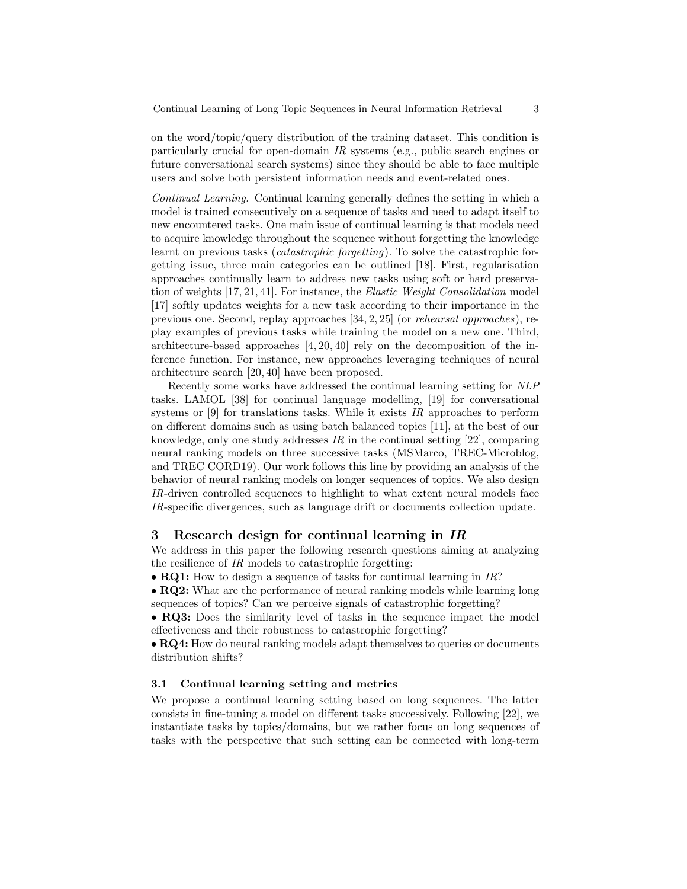on the word/topic/query distribution of the training dataset. This condition is particularly crucial for open-domain *IR* systems (e.g., public search engines or future conversational search systems) since they should be able to face multiple users and solve both persistent information needs and event-related ones.

*Continual Learning.* Continual learning generally defines the setting in which a model is trained consecutively on a sequence of tasks and need to adapt itself to new encountered tasks. One main issue of continual learning is that models need to acquire knowledge throughout the sequence without forgetting the knowledge learnt on previous tasks (*catastrophic forgetting*). To solve the catastrophic forgetting issue, three main categories can be outlined [18]. First, regularisation approaches continually learn to address new tasks using soft or hard preservation of weights [17, 21, 41]. For instance, the *Elastic Weight Consolidation* model [17] softly updates weights for a new task according to their importance in the previous one. Second, replay approaches [34, 2, 25] (or *rehearsal approaches*), replay examples of previous tasks while training the model on a new one. Third, architecture-based approaches [4, 20, 40] rely on the decomposition of the inference function. For instance, new approaches leveraging techniques of neural architecture search [20, 40] have been proposed.

Recently some works have addressed the continual learning setting for *NLP* tasks. LAMOL [38] for continual language modelling, [19] for conversational systems or [9] for translations tasks. While it exists *IR* approaches to perform on different domains such as using batch balanced topics [11], at the best of our knowledge, only one study addresses *IR* in the continual setting [22], comparing neural ranking models on three successive tasks (MSMarco, TREC-Microblog, and TREC CORD19). Our work follows this line by providing an analysis of the behavior of neural ranking models on longer sequences of topics. We also design *IR*-driven controlled sequences to highlight to what extent neural models face *IR*-specific divergences, such as language drift or documents collection update.

## 3 Research design for continual learning in *IR*

We address in this paper the following research questions aiming at analyzing the resilience of *IR* models to catastrophic forgetting:

- **RQ1:** How to design a sequence of tasks for continual learning in *IR*?
- **RQ2:** What are the performance of neural ranking models while learning long sequences of topics? Can we perceive signals of catastrophic forgetting?
- **RQ3:** Does the similarity level of tasks in the sequence impact the model effectiveness and their robustness to catastrophic forgetting?
- **RQ4:** How do neural ranking models adapt themselves to queries or documents distribution shifts?

### 3.1 Continual learning setting and metrics

We propose a continual learning setting based on long sequences. The latter consists in fine-tuning a model on different tasks successively. Following [22], we instantiate tasks by topics/domains, but we rather focus on long sequences of tasks with the perspective that such setting can be connected with long-term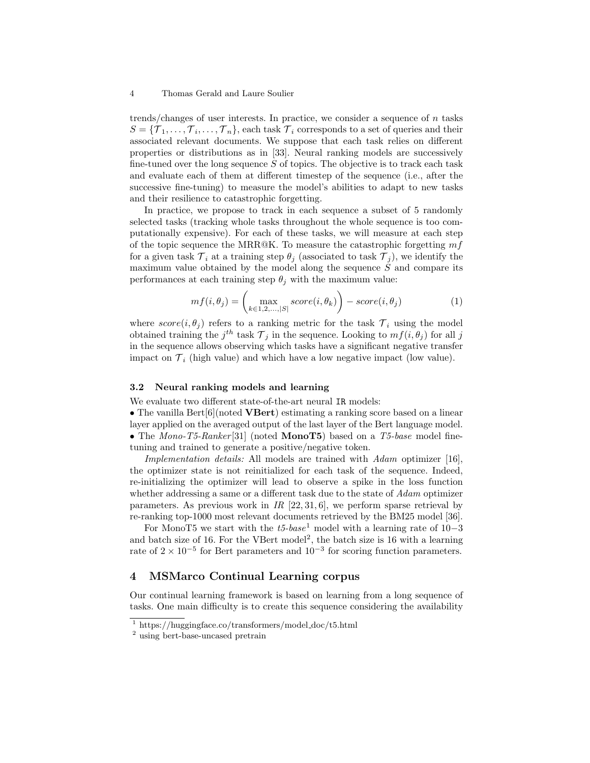trends/changes of user interests. In practice, we consider a sequence of $n$ tasks $S = \{\mathcal{T}_1, \ldots, \mathcal{T}_i, \ldots, \mathcal{T}_n\}$, each task $\mathcal{T}_i$ corresponds to a set of queries and their associated relevant documents. We suppose that each task relies on different properties or distributions as in [33]. Neural ranking models are successively fine-tuned over the long sequence $S$ of topics. The objective is to track each task and evaluate each of them at different timestep of the sequence (i.e., after the successive fine-tuning) to measure the model's abilities to adapt to new tasks and their resilience to catastrophic forgetting.

In practice, we propose to track in each sequence a subset of 5 randomly selected tasks (tracking whole tasks throughout the whole sequence is too computationally expensive). For each of these tasks, we will measure at each step of the topic sequence the MRR@K. To measure the catastrophic forgetting $mf$ for a given task $\mathcal{T}_i$ at a training step $\theta_j$ (associated to task $\mathcal{T}_j$), we identify the maximum value obtained by the model along the sequence $S$ and compare its performances at each training step $\theta_j$ with the maximum value:

$$mf(i, \theta_j) = \left( \max_{k \in 1,2,\ldots,|S|} score(i, \theta_k) \right) - score(i, \theta_j) \tag{1}$$

where $score(i, \theta_j)$ refers to a ranking metric for the task $\mathcal{T}_i$ using the model obtained training the $j^{th}$ task $\mathcal{T}_j$ in the sequence. Looking to $mf(i, \theta_j)$ for all $j$ in the sequence allows observing which tasks have a significant negative transfer impact on $\mathcal{T}_i$ (high value) and which have a low negative impact (low value).

### 3.2 Neural ranking models and learning

We evaluate two different state-of-the-art neural IR models:

- The vanilla Bert[6](noted **VBert**) estimating a ranking score based on a linear layer applied on the averaged output of the last layer of the Bert language model.
- The *Mono-T5-Ranker*[31] (noted **MonoT5**) based on a *T5-base* model fine-tuning and trained to generate a positive/negative token.

*Implementation details:* All models are trained with *Adam* optimizer [16], the optimizer state is not reinitialized for each task of the sequence. Indeed, re-initializing the optimizer will lead to observe a spike in the loss function whether addressing a same or a different task due to the state of *Adam* optimizer parameters. As previous work in *IR* [22, 31, 6], we perform sparse retrieval by re-ranking top-1000 most relevant documents retrieved by the BM25 model [36].

For MonoT5 we start with the *t5-base*[1] model with a learning rate of 10−3 and batch size of 16. For the VBert model[2], the batch size is 16 with a learning rate of $2 \times 10^{-5}$ for Bert parameters and $10^{-3}$ for scoring function parameters.

## 4 MSMarco Continual Learning corpus

Our continual learning framework is based on learning from a long sequence of tasks. One main difficulty is to create this sequence considering the availability

[1] https://huggingface.co/transformers/model_doc/t5.html

[2] using bert-base-uncased pretrain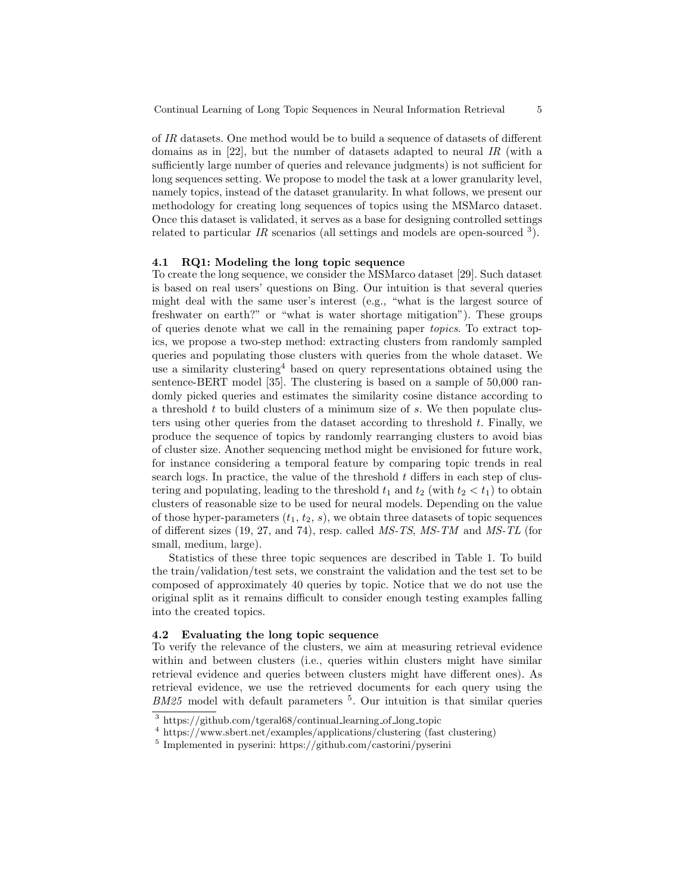of *IR* datasets. One method would be to build a sequence of datasets of different domains as in [22], but the number of datasets adapted to neural *IR* (with a sufficiently large number of queries and relevance judgments) is not sufficient for long sequences setting. We propose to model the task at a lower granularity level, namely topics, instead of the dataset granularity. In what follows, we present our methodology for creating long sequences of topics using the MSMarco dataset. Once this dataset is validated, it serves as a base for designing controlled settings related to particular *IR* scenarios (all settings and models are open-sourced [3]).

### 4.1 RQ1: Modeling the long topic sequence

To create the long sequence, we consider the MSMarco dataset [29]. Such dataset is based on real users' questions on Bing. Our intuition is that several queries might deal with the same user's interest (e.g., "what is the largest source of freshwater on earth?" or "what is water shortage mitigation"). These groups of queries denote what we call in the remaining paper *topics*. To extract topics, we propose a two-step method: extracting clusters from randomly sampled queries and populating those clusters with queries from the whole dataset. We use a similarity clustering[4] based on query representations obtained using the sentence-BERT model [35]. The clustering is based on a sample of 50,000 randomly picked queries and estimates the similarity cosine distance according to a threshold $t$ to build clusters of a minimum size of $s$. We then populate clusters using other queries from the dataset according to threshold $t$. Finally, we produce the sequence of topics by randomly rearranging clusters to avoid bias of cluster size. Another sequencing method might be envisioned for future work, for instance considering a temporal feature by comparing topic trends in real search logs. In practice, the value of the threshold $t$ differs in each step of clustering and populating, leading to the threshold $t_1$ and $t_2$ (with $t_2 < t_1$) to obtain clusters of reasonable size to be used for neural models. Depending on the value of those hyper-parameters ($t_1$, $t_2$, $s$), we obtain three datasets of topic sequences of different sizes (19, 27, and 74), resp. called *MS-TS*, *MS-TM* and *MS-TL* (for small, medium, large).

Statistics of these three topic sequences are described in Table 1. To build the train/validation/test sets, we constraint the validation and the test set to be composed of approximately 40 queries by topic. Notice that we do not use the original split as it remains difficult to consider enough testing examples falling into the created topics.

### 4.2 Evaluating the long topic sequence

To verify the relevance of the clusters, we aim at measuring retrieval evidence within and between clusters (i.e., queries within clusters might have similar retrieval evidence and queries between clusters might have different ones). As retrieval evidence, we use the retrieved documents for each query using the *BM25* model with default parameters [5]. Our intuition is that similar queries

[3] https://github.com/tgeral68/continual_learning_of_long_topic

[4] https://www.sbert.net/examples/applications/clustering (fast clustering)

[5] Implemented in pyserini: https://github.com/castorini/pyserini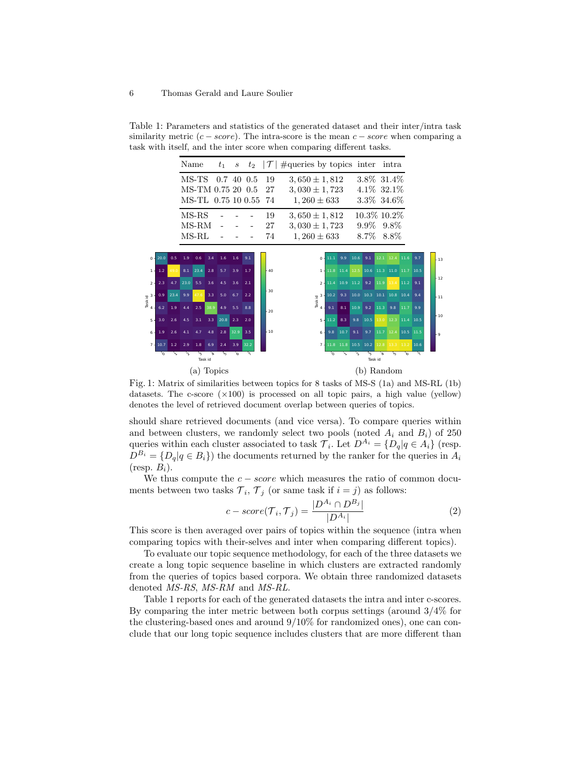Table 1: Parameters and statistics of the generated dataset and their inter/intra task similarity metric ($c - score$). The intra-score is the mean $c - score$ when comparing a task with itself, and the inter score when comparing different tasks.

| Name | $t_1$ | $s$ | $t_2$ | $\|\mathcal{T}\|$ | #queries by topics | inter | intra |
|---|---|---|---|---|---|---|---|
| MS-TS | 0.7 | 40 | 0.5 | 19 | $3,650 \pm 1,812$ | 3.8% | 31.4% |
| MS-TM | 0.75 | 20 | 0.5 | 27 | $3,030 \pm 1,723$ | 4.1% | 32.1% |
| MS-TL | 0.75 | 10 | 0.55 | 74 | $1,260 \pm 633$ | 3.3% | 34.6% |
| MS-RS | - | - | - | 19 | $3,650 \pm 1,812$ | 10.3% | 10.2% |
| MS-RM | - | - | - | 27 | $3,030 \pm 1,723$ | 9.9% | 9.8% |
| MS-RL | - | - | - | 74 | $1,260 \pm 633$ | 8.7% | 8.8% |

(a) Topics

(b) Random

Fig. 1: Matrix of similarities between topics for 8 tasks of MS-S (1a) and MS-RL (1b) datasets. The c-score ($\times 100$) is processed on all topic pairs, a high value (yellow) denotes the level of retrieved document overlap between queries of topics.

should share retrieved documents (and vice versa). To compare queries within and between clusters, we randomly select two pools (noted $A_i$ and $B_i$) of 250 queries within each cluster associated to task $\mathcal{T}_i$. Let $D^{A_i} = \{D_q | q \in A_i\}$ (resp. $D^{B_i} = \{D_q | q \in B_i\}$) the documents returned by the ranker for the queries in $A_i$ (resp. $B_i$).

We thus compute the $c - score$ which measures the ratio of common documents between two tasks $\mathcal{T}_i$, $\mathcal{T}_j$ (or same task if $i = j$) as follows:

$$c - score(\mathcal{T}_i, \mathcal{T}_j) = \frac{|D^{A_i} \cap D^{B_j}|}{|D^{A_i}|} \tag{2}$$

This score is then averaged over pairs of topics within the sequence (intra when comparing topics with their-selves and inter when comparing different topics).

To evaluate our topic sequence methodology, for each of the three datasets we create a long topic sequence baseline in which clusters are extracted randomly from the queries of topics based corpora. We obtain three randomized datasets denoted *MS-RS*, *MS-RM* and *MS-RL*.

Table 1 reports for each of the generated datasets the intra and inter c-scores. By comparing the inter metric between both corpus settings (around 3/4% for the clustering-based ones and around 9/10% for randomized ones), one can conclude that our long topic sequence includes clusters that are more different than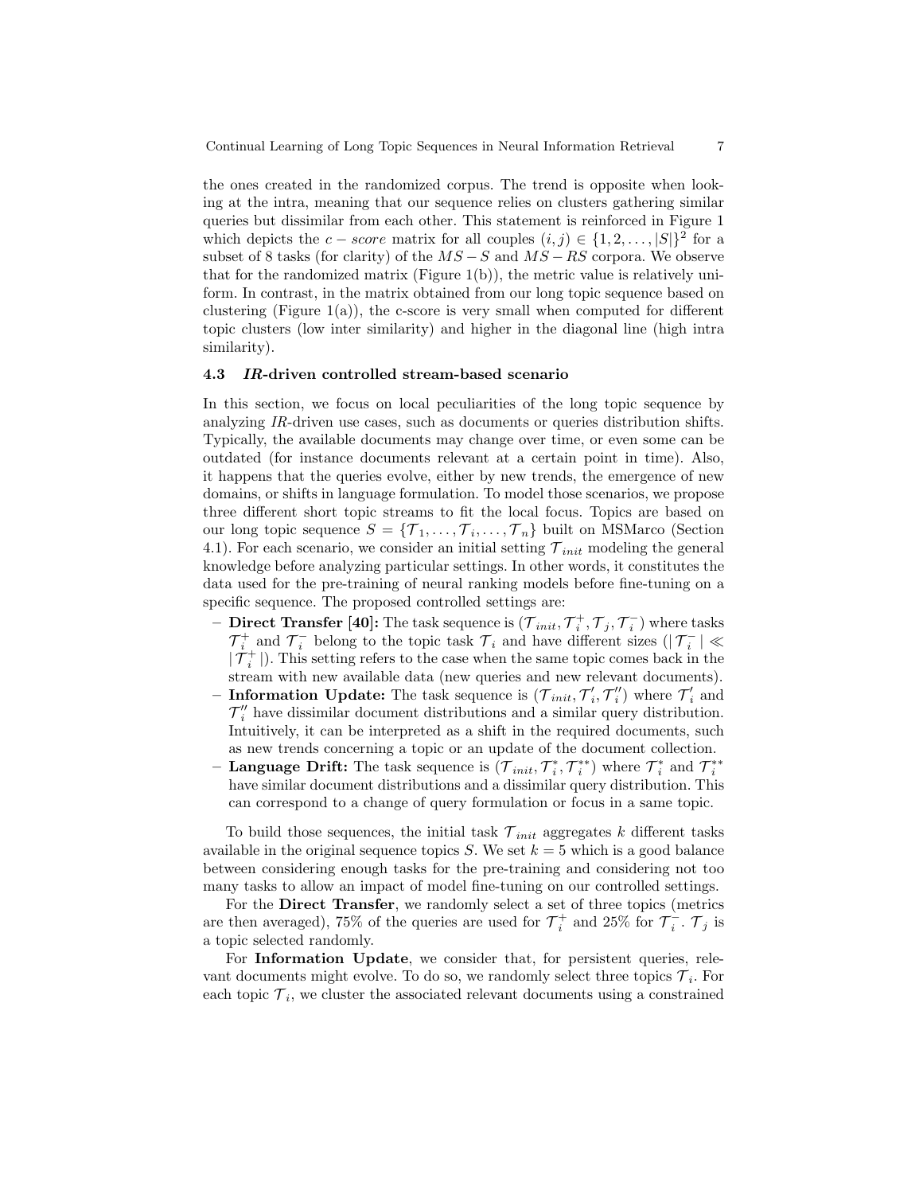the ones created in the randomized corpus. The trend is opposite when looking at the intra, meaning that our sequence relies on clusters gathering similar queries but dissimilar from each other. This statement is reinforced in Figure 1 which depicts the $c-score$ matrix for all couples $(i, j) \in \{1, 2, \ldots, |S|\}^2$ for a subset of 8 tasks (for clarity) of the $MS-S$ and $MS-RS$ corpora. We observe that for the randomized matrix (Figure 1(b)), the metric value is relatively uniform. In contrast, in the matrix obtained from our long topic sequence based on clustering (Figure 1(a)), the c-score is very small when computed for different topic clusters (low inter similarity) and higher in the diagonal line (high intra similarity).

### 4.3 *IR*-driven controlled stream-based scenario

In this section, we focus on local peculiarities of the long topic sequence by analyzing *IR*-driven use cases, such as documents or queries distribution shifts. Typically, the available documents may change over time, or even some can be outdated (for instance documents relevant at a certain point in time). Also, it happens that the queries evolve, either by new trends, the emergence of new domains, or shifts in language formulation. To model those scenarios, we propose three different short topic streams to fit the local focus. Topics are based on our long topic sequence $S = \{\mathcal{T}_1, \ldots, \mathcal{T}_i, \ldots, \mathcal{T}_n\}$ built on MSMarco (Section 4.1). For each scenario, we consider an initial setting $\mathcal{T}_{init}$ modeling the general knowledge before analyzing particular settings. In other words, it constitutes the data used for the pre-training of neural ranking models before fine-tuning on a specific sequence. The proposed controlled settings are:

- **Direct Transfer [40]:** The task sequence is $(\mathcal{T}_{init}, \mathcal{T}_i^+, \mathcal{T}_j, \mathcal{T}_i^-)$ where tasks $\mathcal{T}_i^+$ and $\mathcal{T}_i^-$ belong to the topic task $\mathcal{T}_i$ and have different sizes ($|\mathcal{T}_i^-| \ll |\mathcal{T}_i^+|$). This setting refers to the case when the same topic comes back in the stream with new available data (new queries and new relevant documents).
- **Information Update:** The task sequence is $(\mathcal{T}_{init}, \mathcal{T}_i', \mathcal{T}_i'')$ where $\mathcal{T}_i'$ and $\mathcal{T}_i''$ have dissimilar document distributions and a similar query distribution. Intuitively, it can be interpreted as a shift in the required documents, such as new trends concerning a topic or an update of the document collection.
- **Language Drift:** The task sequence is $(\mathcal{T}_{init}, \mathcal{T}_i^*, \mathcal{T}_i^{**})$ where $\mathcal{T}_i^*$ and $\mathcal{T}_i^{**}$ have similar document distributions and a dissimilar query distribution. This can correspond to a change of query formulation or focus in a same topic.

To build those sequences, the initial task $\mathcal{T}_{init}$ aggregates $k$ different tasks available in the original sequence topics $S$. We set $k = 5$ which is a good balance between considering enough tasks for the pre-training and considering not too many tasks to allow an impact of model fine-tuning on our controlled settings.

For the **Direct Transfer**, we randomly select a set of three topics (metrics are then averaged), 75% of the queries are used for $\mathcal{T}_i^+$ and 25% for $\mathcal{T}_i^-$. $\mathcal{T}_j$ is a topic selected randomly.

For **Information Update**, we consider that, for persistent queries, relevant documents might evolve. To do so, we randomly select three topics $\mathcal{T}_i$. For each topic $\mathcal{T}_i$, we cluster the associated relevant documents using a constrained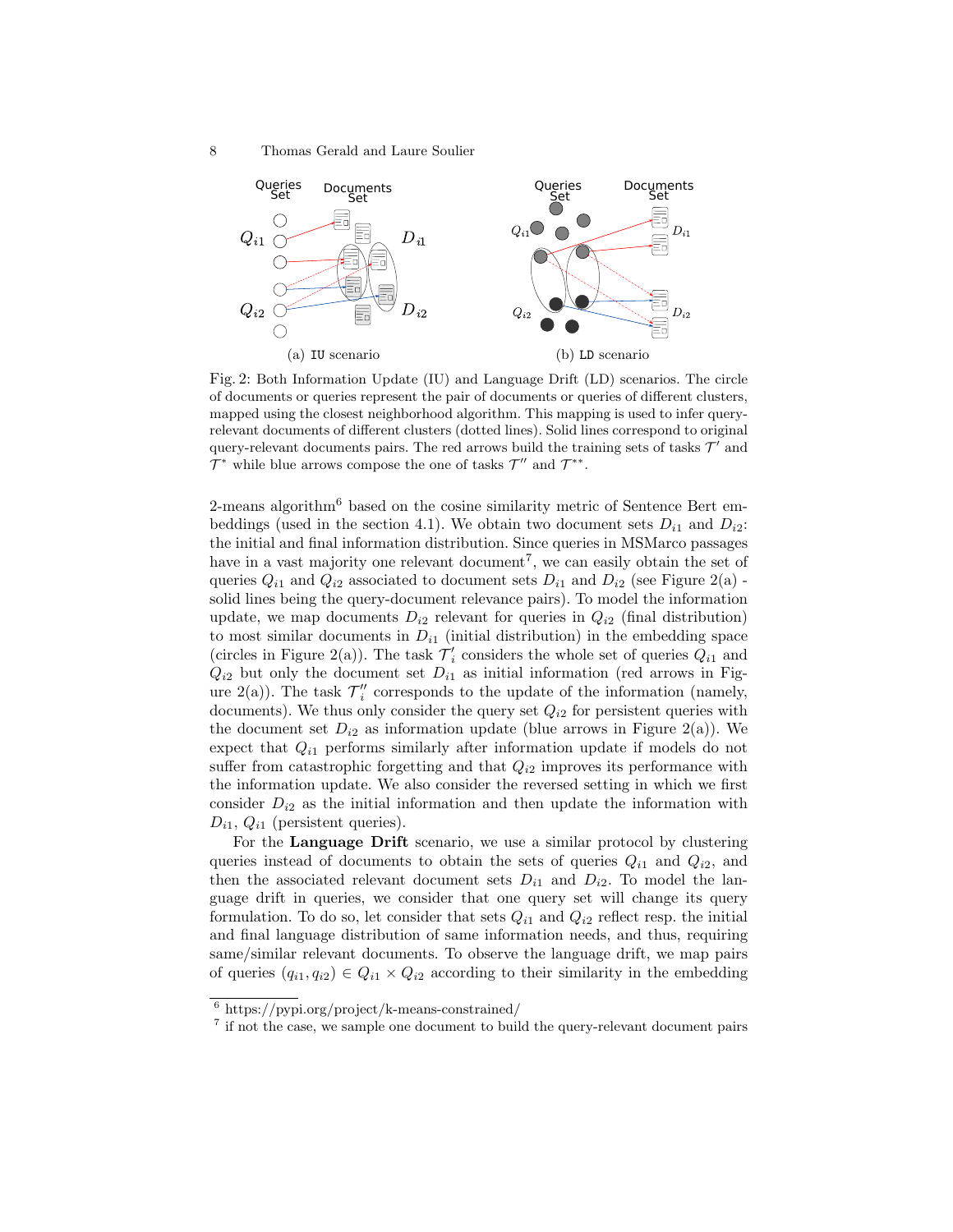(a) IU scenario

(b) LD scenario

Fig. 2: Both Information Update (IU) and Language Drift (LD) scenarios. The circle of documents or queries represent the pair of documents or queries of different clusters, mapped using the closest neighborhood algorithm. This mapping is used to infer query-relevant documents of different clusters (dotted lines). Solid lines correspond to original query-relevant documents pairs. The red arrows build the training sets of tasks $\mathcal{T}'$ and $\mathcal{T}^*$ while blue arrows compose the one of tasks $\mathcal{T}''$ and $\mathcal{T}^{**}$.

2-means algorithm[6] based on the cosine similarity metric of Sentence Bert embeddings (used in the section 4.1). We obtain two document sets $D_{i1}$ and $D_{i2}$: the initial and final information distribution. Since queries in MSMarco passages have in a vast majority one relevant document[7], we can easily obtain the set of queries $Q_{i1}$ and $Q_{i2}$ associated to document sets $D_{i1}$ and $D_{i2}$ (see Figure 2(a) - solid lines being the query-document relevance pairs). To model the information update, we map documents $D_{i2}$ relevant for queries in $Q_{i2}$ (final distribution) to most similar documents in $D_{i1}$ (initial distribution) in the embedding space (circles in Figure 2(a)). The task $\mathcal{T}'_i$ considers the whole set of queries $Q_{i1}$ and $Q_{i2}$ but only the document set $D_{i1}$ as initial information (red arrows in Figure 2(a)). The task $\mathcal{T}''_i$ corresponds to the update of the information (namely, documents). We thus only consider the query set $Q_{i2}$ for persistent queries with the document set $D_{i2}$ as information update (blue arrows in Figure 2(a)). We expect that $Q_{i1}$ performs similarly after information update if models do not suffer from catastrophic forgetting and that $Q_{i2}$ improves its performance with the information update. We also consider the reversed setting in which we first consider $D_{i2}$ as the initial information and then update the information with $D_{i1}$, $Q_{i1}$ (persistent queries).

For the **Language Drift** scenario, we use a similar protocol by clustering queries instead of documents to obtain the sets of queries $Q_{i1}$ and $Q_{i2}$, and then the associated relevant document sets $D_{i1}$ and $D_{i2}$. To model the language drift in queries, we consider that one query set will change its query formulation. To do so, let consider that sets $Q_{i1}$ and $Q_{i2}$ reflect resp. the initial and final language distribution of same information needs, and thus, requiring same/similar relevant documents. To observe the language drift, we map pairs of queries $(q_{i1}, q_{i2}) \in Q_{i1} \times Q_{i2}$ according to their similarity in the embedding

[6] https://pypi.org/project/k-means-constrained/

[7] if not the case, we sample one document to build the query-relevant document pairs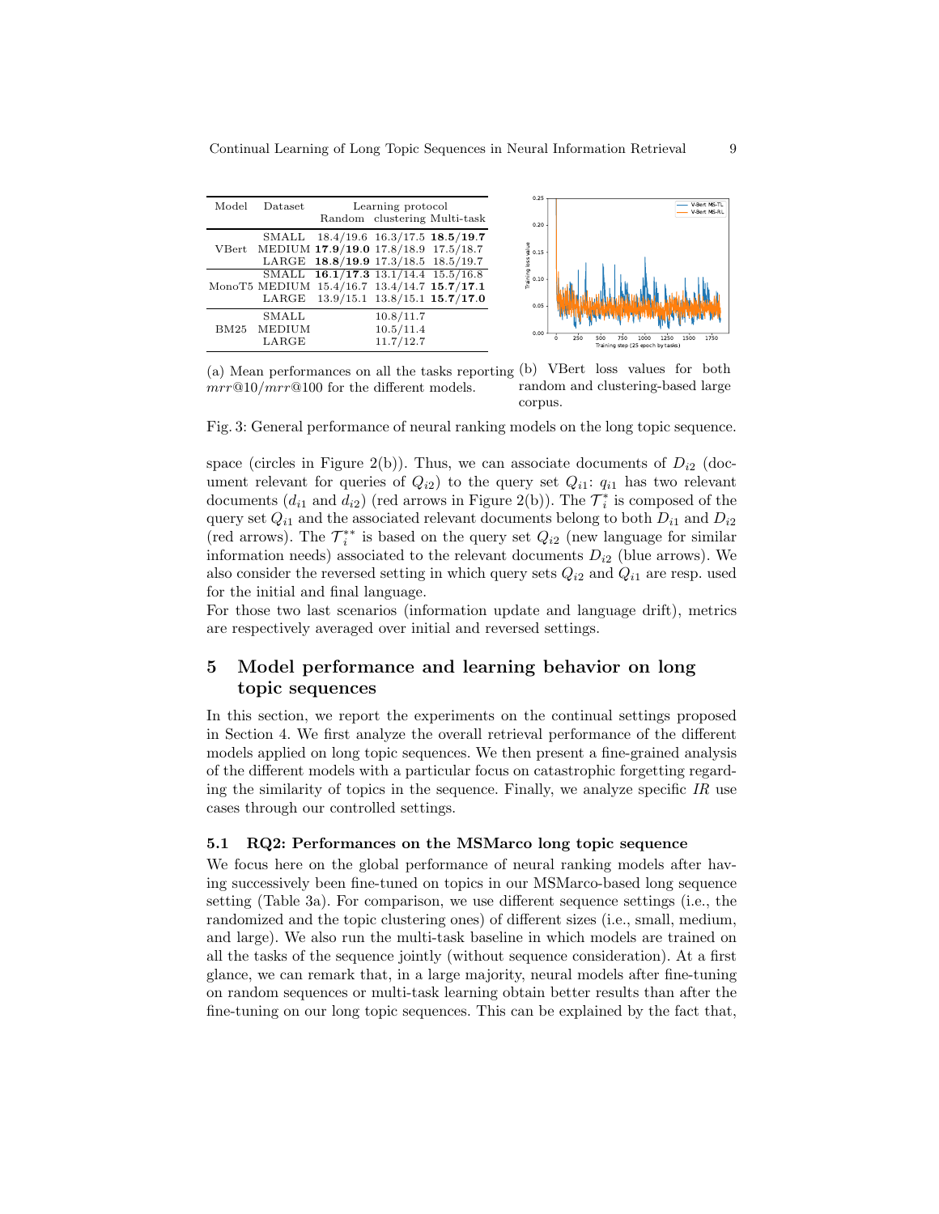| Model | Dataset | Learning protocol | | |
|---|---|---|---|---|
| | | Random | clustering | Multi-task |
| VBert | SMALL | 18.4/19.6 | 16.3/17.5 | **18.5/19.7** |
| | MEDIUM | **17.9/19.0** | 17.8/18.9 | 17.5/18.7 |
| | LARGE | **18.8/19.9** | 17.3/18.5 | 18.5/19.7 |
| MonoT5 | SMALL | **16.1/17.3** | 13.1/14.4 | 15.5/16.8 |
| | MEDIUM | 15.4/16.7 | 13.4/14.7 | **15.7/17.1** |
| | LARGE | 13.9/15.1 | 13.8/15.1 | **15.7/17.0** |
| BM25 | SMALL | | 10.8/11.7 | |
| | MEDIUM | | 10.5/11.4 | |
| | LARGE | | 11.7/12.7 | |

(a) Mean performances on all the tasks reporting $mrr@10/mrr@100$ for the different models.

(b) VBert loss values for both random and clustering-based large corpus.

Fig. 3: General performance of neural ranking models on the long topic sequence.

space (circles in Figure 2(b)). Thus, we can associate documents of $D_{i2}$ (document relevant for queries of $Q_{i2}$) to the query set $Q_{i1}$: $q_{i1}$ has two relevant documents ($d_{i1}$ and $d_{i2}$) (red arrows in Figure 2(b)). The $\mathcal{T}_i^*$ is composed of the query set $Q_{i1}$ and the associated relevant documents belong to both $D_{i1}$ and $D_{i2}$ (red arrows). The $\mathcal{T}_i^{**}$ is based on the query set $Q_{i2}$ (new language for similar information needs) associated to the relevant documents $D_{i2}$ (blue arrows). We also consider the reversed setting in which query sets $Q_{i2}$ and $Q_{i1}$ are resp. used for the initial and final language.
For those two last scenarios (information update and language drift), metrics are respectively averaged over initial and reversed settings.

## 5 Model performance and learning behavior on long topic sequences

In this section, we report the experiments on the continual settings proposed in Section 4. We first analyze the overall retrieval performance of the different models applied on long topic sequences. We then present a fine-grained analysis of the different models with a particular focus on catastrophic forgetting regarding the similarity of topics in the sequence. Finally, we analyze specific *IR* use cases through our controlled settings.

### 5.1 RQ2: Performances on the MSMarco long topic sequence

We focus here on the global performance of neural ranking models after having successively been fine-tuned on topics in our MSMarco-based long sequence setting (Table 3a). For comparison, we use different sequence settings (i.e., the randomized and the topic clustering ones) of different sizes (i.e., small, medium, and large). We also run the multi-task baseline in which models are trained on all the tasks of the sequence jointly (without sequence consideration). At a first glance, we can remark that, in a large majority, neural models after fine-tuning on random sequences or multi-task learning obtain better results than after the fine-tuning on our long topic sequences. This can be explained by the fact that,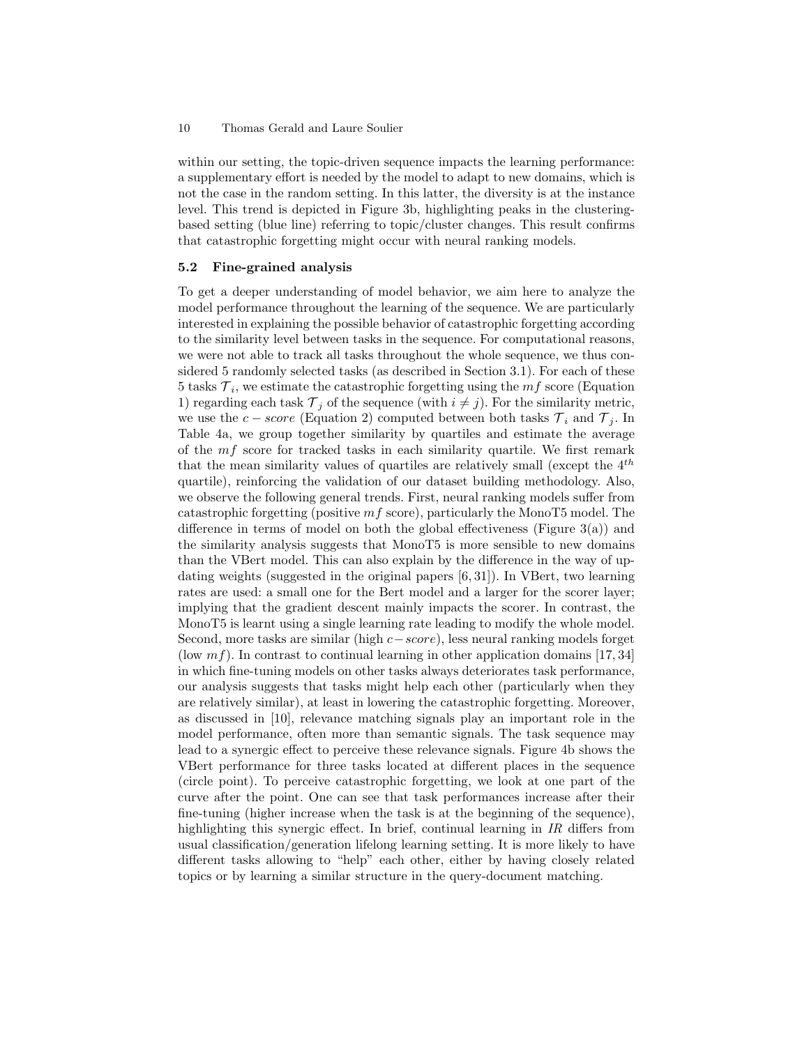within our setting, the topic-driven sequence impacts the learning performance: a supplementary effort is needed by the model to adapt to new domains, which is not the case in the random setting. In this latter, the diversity is at the instance level. This trend is depicted in Figure 3b, highlighting peaks in the clustering-based setting (blue line) referring to topic/cluster changes. This result confirms that catastrophic forgetting might occur with neural ranking models.

### 5.2 Fine-grained analysis

To get a deeper understanding of model behavior, we aim here to analyze the model performance throughout the learning of the sequence. We are particularly interested in explaining the possible behavior of catastrophic forgetting according to the similarity level between tasks in the sequence. For computational reasons, we were not able to track all tasks throughout the whole sequence, we thus considered 5 randomly selected tasks (as described in Section 3.1). For each of these 5 tasks $\mathcal{T}_i$, we estimate the catastrophic forgetting using the $mf$ score (Equation 1) regarding each task $\mathcal{T}_j$ of the sequence (with $i \neq j$). For the similarity metric, we use the $c-score$ (Equation 2) computed between both tasks $\mathcal{T}_i$ and $\mathcal{T}_j$. In Table 4a, we group together similarity by quartiles and estimate the average of the $mf$ score for tracked tasks in each similarity quartile. We first remark that the mean similarity values of quartiles are relatively small (except the $4^{th}$ quartile), reinforcing the validation of our dataset building methodology. Also, we observe the following general trends. First, neural ranking models suffer from catastrophic forgetting (positive $mf$ score), particularly the MonoT5 model. The difference in terms of model on both the global effectiveness (Figure 3(a)) and the similarity analysis suggests that MonoT5 is more sensible to new domains than the VBert model. This can also explain by the difference in the way of updating weights (suggested in the original papers [6, 31]). In VBert, two learning rates are used: a small one for the Bert model and a larger for the scorer layer; implying that the gradient descent mainly impacts the scorer. In contrast, the MonoT5 is learnt using a single learning rate leading to modify the whole model. Second, more tasks are similar (high $c-score$), less neural ranking models forget (low $mf$). In contrast to continual learning in other application domains [17, 34] in which fine-tuning models on other tasks always deteriorates task performance, our analysis suggests that tasks might help each other (particularly when they are relatively similar), at least in lowering the catastrophic forgetting. Moreover, as discussed in [10], relevance matching signals play an important role in the model performance, often more than semantic signals. The task sequence may lead to a synergic effect to perceive these relevance signals. Figure 4b shows the VBert performance for three tasks located at different places in the sequence (circle point). To perceive catastrophic forgetting, we look at one part of the curve after the point. One can see that task performances increase after their fine-tuning (higher increase when the task is at the beginning of the sequence), highlighting this synergic effect. In brief, continual learning in *IR* differs from usual classification/generation lifelong learning setting. It is more likely to have different tasks allowing to "help" each other, either by having closely related topics or by learning a similar structure in the query-document matching.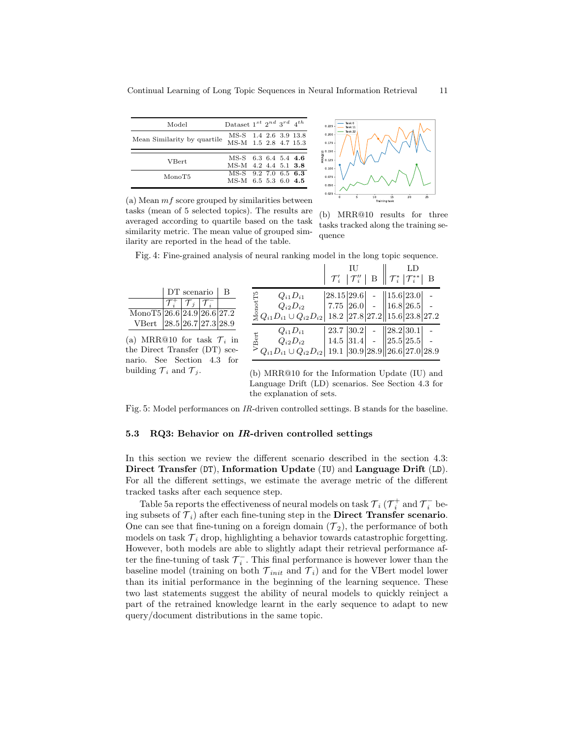| Model | Dataset | $1^{st}$ | $2^{nd}$ | $3^{rd}$ | $4^{th}$ |
|---|---|---|---|---|---|
| Mean Similarity by quartile | MS-S | 1.4 | 2.6 | 3.9 | 13.8 |
| | MS-M | 1.5 | 2.8 | 4.7 | 15.3 |
| VBert | MS-S | 6.3 | 6.4 | 5.4 | **4.6** |
| | MS-M | 4.2 | 4.4 | 5.1 | **3.8** |
| MonoT5 | MS-S | 9.2 | 7.0 | 6.5 | **6.3** |
| | MS-M | 6.5 | 5.3 | 6.0 | **4.5** |

(a) Mean $mf$ score grouped by similarities between tasks (mean of 5 selected topics). The results are averaged according to quartile based on the task similarity metric. The mean value of grouped similarity are reported in the head of the table.

(b) MRR@10 results for three tasks tracked along the training sequence

Fig. 4: Fine-grained analysis of neural ranking model in the long topic sequence.

| | DT scenario | | | B |
|---|---|---|---|---|
| | $\mathcal{T}_i^+$ | $\mathcal{T}_j$ | $\mathcal{T}_i^-$ | |
| MonoT5 | 26.6 | 24.9 | 26.6 | 27.2 |
| VBert | 28.5 | 26.7 | 27.3 | 28.9 |

(a) MRR@10 for task $\mathcal{T}_i$ in the Direct Transfer (DT) scenario. See Section 4.3 for building $\mathcal{T}_i$ and $\mathcal{T}_j$.

| | | IU | | | LD | | |
|---|---|---|---|---|---|---|---|
| | | $\mathcal{T}_i'$ | $\mathcal{T}_i''$ | B | $\mathcal{T}_i^*$ | $\mathcal{T}_i^{**}$ | B |
| MonoT5 | $Q_{i1}D_{i1}$ | 28.15 | 29.6 | - | 15.6 | 23.0 | - |
| | $Q_{i2}D_{i2}$ | 7.75 | 26.0 | - | 16.8 | 26.5 | - |
| | $Q_{i1}D_{i1} \cup Q_{i2}D_{i2}$ | 18.2 | 27.8 | 27.2 | 15.6 | 23.8 | 27.2 |
| VBert | $Q_{i1}D_{i1}$ | 23.7 | 30.2 | - | 28.2 | 30.1 | - |
| | $Q_{i2}D_{i2}$ | 14.5 | 31.4 | - | 25.5 | 25.5 | - |
| | $Q_{i1}D_{i1} \cup Q_{i2}D_{i2}$ | 19.1 | 30.9 | 28.9 | 26.6 | 27.0 | 28.9 |

(b) MRR@10 for the Information Update (IU) and Language Drift (LD) scenarios. See Section 4.3 for the explanation of sets.

Fig. 5: Model performances on *IR*-driven controlled settings. B stands for the baseline.

### 5.3 RQ3: Behavior on *IR*-driven controlled settings

In this section we review the different scenario described in the section 4.3: **Direct Transfer** (DT), **Information Update** (IU) and **Language Drift** (LD). For all the different settings, we estimate the average metric of the different tracked tasks after each sequence step.

Table 5a reports the effectiveness of neural models on task $\mathcal{T}_i$ ($\mathcal{T}_i^+$ and $\mathcal{T}_i^-$ being subsets of $\mathcal{T}_i$) after each fine-tuning step in the **Direct Transfer scenario**. One can see that fine-tuning on a foreign domain ($\mathcal{T}_2$), the performance of both models on task $\mathcal{T}_i$ drop, highlighting a behavior towards catastrophic forgetting. However, both models are able to slightly adapt their retrieval performance after the fine-tuning of task $\mathcal{T}_i^-$. This final performance is however lower than the baseline model (training on both $\mathcal{T}_{init}$ and $\mathcal{T}_i$) and for the VBert model lower than its initial performance in the beginning of the learning sequence. These two last statements suggest the ability of neural models to quickly reinject a part of the retrained knowledge learnt in the early sequence to adapt to new query/document distributions in the same topic.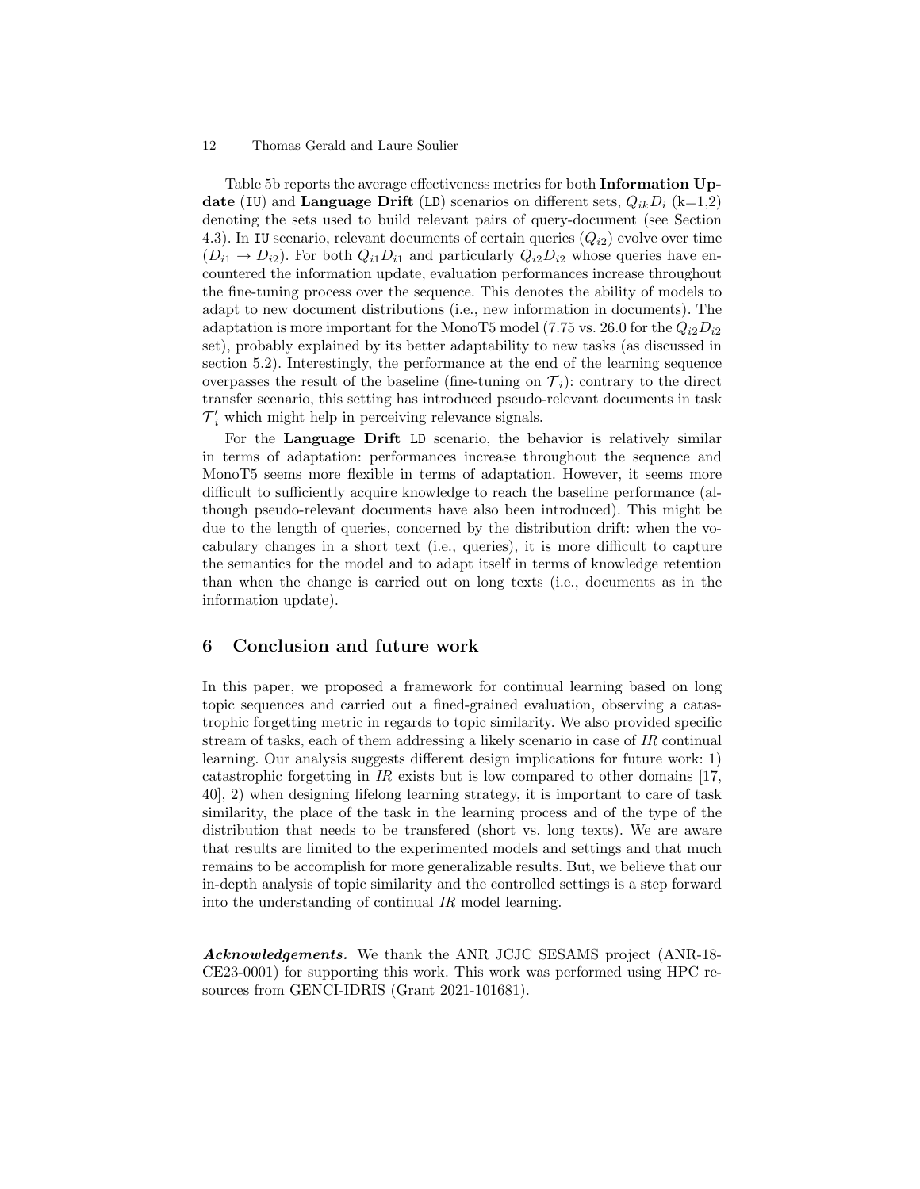Table 5b reports the average effectiveness metrics for both **Information Update** (IU) and **Language Drift** (LD) scenarios on different sets, $Q_{ik}D_i$ (k=1,2) denoting the sets used to build relevant pairs of query-document (see Section 4.3). In IU scenario, relevant documents of certain queries ($Q_{i2}$) evolve over time ($D_{i1} \rightarrow D_{i2}$). For both $Q_{i1}D_{i1}$ and particularly $Q_{i2}D_{i2}$ whose queries have encountered the information update, evaluation performances increase throughout the fine-tuning process over the sequence. This denotes the ability of models to adapt to new document distributions (i.e., new information in documents). The adaptation is more important for the MonoT5 model (7.75 vs. 26.0 for the $Q_{i2}D_{i2}$ set), probably explained by its better adaptability to new tasks (as discussed in section 5.2). Interestingly, the performance at the end of the learning sequence overpasses the result of the baseline (fine-tuning on $\mathcal{T}_i$): contrary to the direct transfer scenario, this setting has introduced pseudo-relevant documents in task $\mathcal{T}'_i$ which might help in perceiving relevance signals.

For the **Language Drift** LD scenario, the behavior is relatively similar in terms of adaptation: performances increase throughout the sequence and MonoT5 seems more flexible in terms of adaptation. However, it seems more difficult to sufficiently acquire knowledge to reach the baseline performance (although pseudo-relevant documents have also been introduced). This might be due to the length of queries, concerned by the distribution drift: when the vocabulary changes in a short text (i.e., queries), it is more difficult to capture the semantics for the model and to adapt itself in terms of knowledge retention than when the change is carried out on long texts (i.e., documents as in the information update).

## 6 Conclusion and future work

In this paper, we proposed a framework for continual learning based on long topic sequences and carried out a fined-grained evaluation, observing a catastrophic forgetting metric in regards to topic similarity. We also provided specific stream of tasks, each of them addressing a likely scenario in case of *IR* continual learning. Our analysis suggests different design implications for future work: 1) catastrophic forgetting in *IR* exists but is low compared to other domains [17, 40], 2) when designing lifelong learning strategy, it is important to care of task similarity, the place of the task in the learning process and of the type of the distribution that needs to be transfered (short vs. long texts). We are aware that results are limited to the experimented models and settings and that much remains to be accomplish for more generalizable results. But, we believe that our in-depth analysis of topic similarity and the controlled settings is a step forward into the understanding of continual *IR* model learning.

***Acknowledgements.*** We thank the ANR JCJC SESAMS project (ANR-18-CE23-0001) for supporting this work. This work was performed using HPC resources from GENCI-IDRIS (Grant 2021-101681).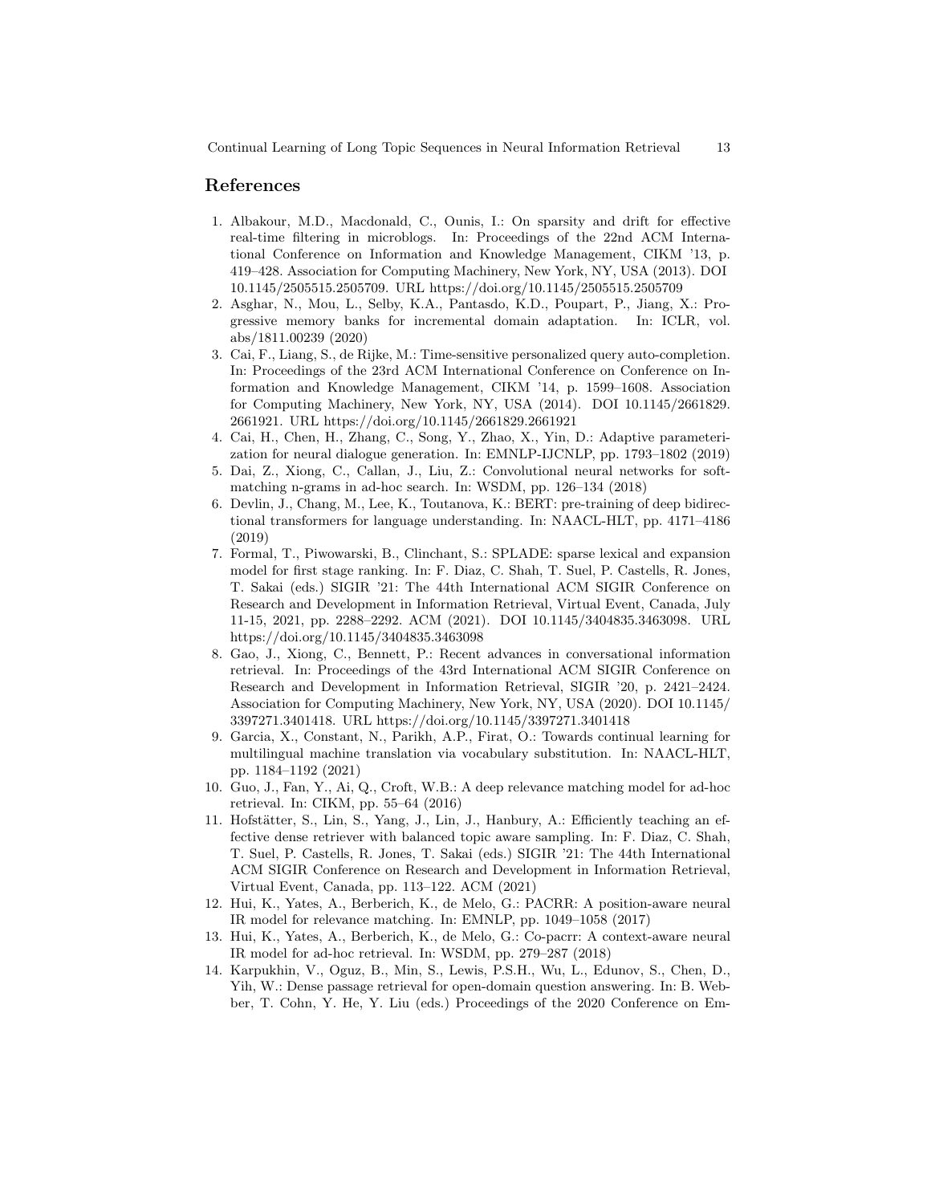## References

1. Albakour, M.D., Macdonald, C., Ounis, I.: On sparsity and drift for effective real-time filtering in microblogs. In: Proceedings of the 22nd ACM International Conference on Information and Knowledge Management, CIKM '13, p. 419–428. Association for Computing Machinery, New York, NY, USA (2013). DOI 10.1145/2505515.2505709. URL https://doi.org/10.1145/2505515.2505709
2. Asghar, N., Mou, L., Selby, K.A., Pantasdo, K.D., Poupart, P., Jiang, X.: Progressive memory banks for incremental domain adaptation. In: ICLR, vol. abs/1811.00239 (2020)
3. Cai, F., Liang, S., de Rijke, M.: Time-sensitive personalized query auto-completion. In: Proceedings of the 23rd ACM International Conference on Conference on Information and Knowledge Management, CIKM '14, p. 1599–1608. Association for Computing Machinery, New York, NY, USA (2014). DOI 10.1145/2661829.2661921. URL https://doi.org/10.1145/2661829.2661921
4. Cai, H., Chen, H., Zhang, C., Song, Y., Zhao, X., Yin, D.: Adaptive parameterization for neural dialogue generation. In: EMNLP-IJCNLP, pp. 1793–1802 (2019)
5. Dai, Z., Xiong, C., Callan, J., Liu, Z.: Convolutional neural networks for soft-matching n-grams in ad-hoc search. In: WSDM, pp. 126–134 (2018)
6. Devlin, J., Chang, M., Lee, K., Toutanova, K.: BERT: pre-training of deep bidirectional transformers for language understanding. In: NAACL-HLT, pp. 4171–4186 (2019)
7. Formal, T., Piwowarski, B., Clinchant, S.: SPLADE: sparse lexical and expansion model for first stage ranking. In: F. Diaz, C. Shah, T. Suel, P. Castells, R. Jones, T. Sakai (eds.) SIGIR '21: The 44th International ACM SIGIR Conference on Research and Development in Information Retrieval, Virtual Event, Canada, July 11-15, 2021, pp. 2288–2292. ACM (2021). DOI 10.1145/3404835.3463098. URL https://doi.org/10.1145/3404835.3463098
8. Gao, J., Xiong, C., Bennett, P.: Recent advances in conversational information retrieval. In: Proceedings of the 43rd International ACM SIGIR Conference on Research and Development in Information Retrieval, SIGIR '20, p. 2421–2424. Association for Computing Machinery, New York, NY, USA (2020). DOI 10.1145/3397271.3401418. URL https://doi.org/10.1145/3397271.3401418
9. Garcia, X., Constant, N., Parikh, A.P., Firat, O.: Towards continual learning for multilingual machine translation via vocabulary substitution. In: NAACL-HLT, pp. 1184–1192 (2021)
10. Guo, J., Fan, Y., Ai, Q., Croft, W.B.: A deep relevance matching model for ad-hoc retrieval. In: CIKM, pp. 55–64 (2016)
11. Hofstätter, S., Lin, S., Yang, J., Lin, J., Hanbury, A.: Efficiently teaching an effective dense retriever with balanced topic aware sampling. In: F. Diaz, C. Shah, T. Suel, P. Castells, R. Jones, T. Sakai (eds.) SIGIR '21: The 44th International ACM SIGIR Conference on Research and Development in Information Retrieval, Virtual Event, Canada, pp. 113–122. ACM (2021)
12. Hui, K., Yates, A., Berberich, K., de Melo, G.: PACRR: A position-aware neural IR model for relevance matching. In: EMNLP, pp. 1049–1058 (2017)
13. Hui, K., Yates, A., Berberich, K., de Melo, G.: Co-pacrr: A context-aware neural IR model for ad-hoc retrieval. In: WSDM, pp. 279–287 (2018)
14. Karpukhin, V., Oguz, B., Min, S., Lewis, P.S.H., Wu, L., Edunov, S., Chen, D., Yih, W.: Dense passage retrieval for open-domain question answering. In: B. Webber, T. Cohn, Y. He, Y. Liu (eds.) Proceedings of the 2020 Conference on Em-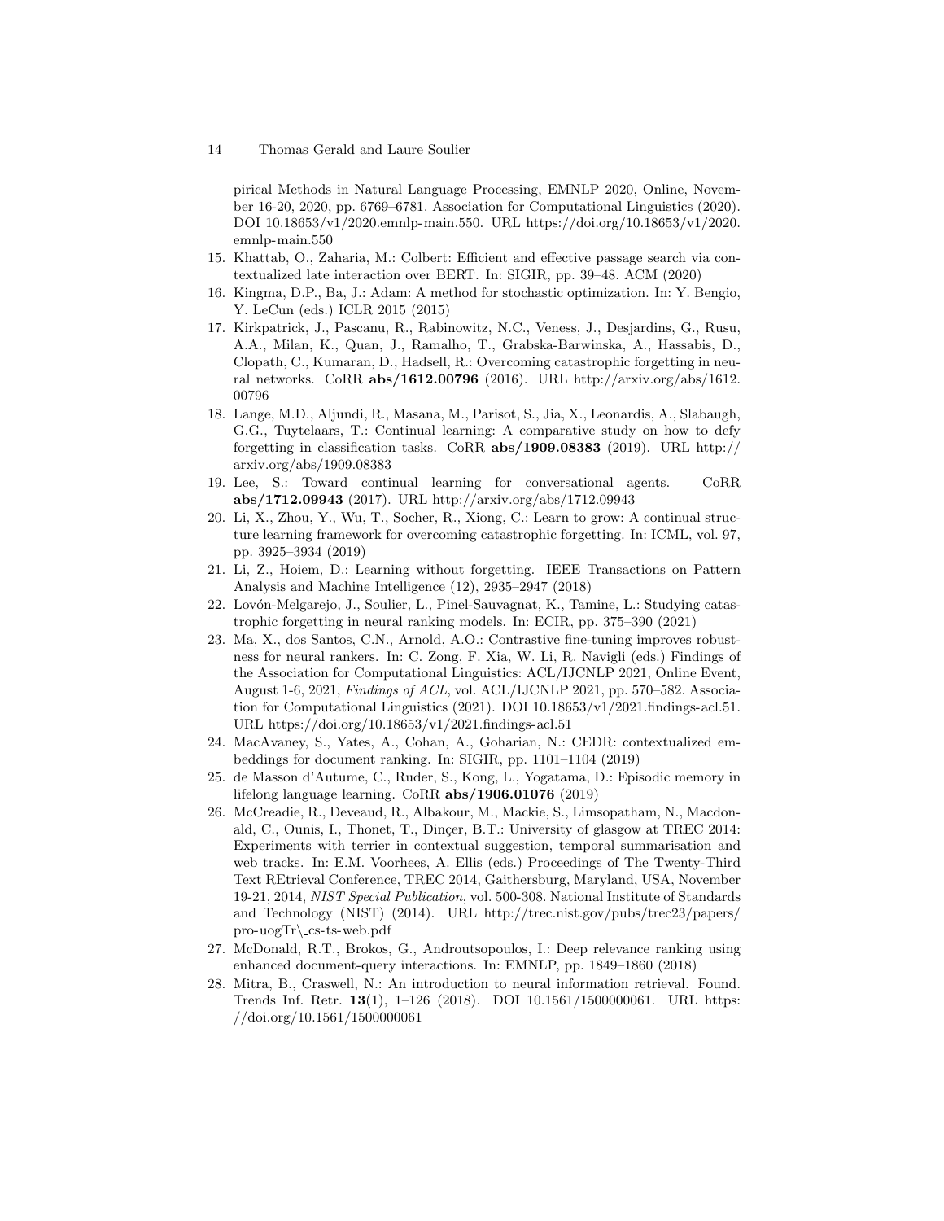pirical Methods in Natural Language Processing, EMNLP 2020, Online, November 16-20, 2020, pp. 6769–6781. Association for Computational Linguistics (2020). DOI 10.18653/v1/2020.emnlp-main.550. URL https://doi.org/10.18653/v1/2020.emnlp-main.550

15. Khattab, O., Zaharia, M.: Colbert: Efficient and effective passage search via contextualized late interaction over BERT. In: SIGIR, pp. 39–48. ACM (2020)
16. Kingma, D.P., Ba, J.: Adam: A method for stochastic optimization. In: Y. Bengio, Y. LeCun (eds.) ICLR 2015 (2015)
17. Kirkpatrick, J., Pascanu, R., Rabinowitz, N.C., Veness, J., Desjardins, G., Rusu, A.A., Milan, K., Quan, J., Ramalho, T., Grabska-Barwinska, A., Hassabis, D., Clopath, C., Kumaran, D., Hadsell, R.: Overcoming catastrophic forgetting in neural networks. CoRR **abs/1612.00796** (2016). URL http://arxiv.org/abs/1612.00796
18. Lange, M.D., Aljundi, R., Masana, M., Parisot, S., Jia, X., Leonardis, A., Slabaugh, G.G., Tuytelaars, T.: Continual learning: A comparative study on how to defy forgetting in classification tasks. CoRR **abs/1909.08383** (2019). URL http://arxiv.org/abs/1909.08383
19. Lee, S.: Toward continual learning for conversational agents. CoRR **abs/1712.09943** (2017). URL http://arxiv.org/abs/1712.09943
20. Li, X., Zhou, Y., Wu, T., Socher, R., Xiong, C.: Learn to grow: A continual structure learning framework for overcoming catastrophic forgetting. In: ICML, vol. 97, pp. 3925–3934 (2019)
21. Li, Z., Hoiem, D.: Learning without forgetting. IEEE Transactions on Pattern Analysis and Machine Intelligence (12), 2935–2947 (2018)
22. Lovón-Melgarejo, J., Soulier, L., Pinel-Sauvagnat, K., Tamine, L.: Studying catastrophic forgetting in neural ranking models. In: ECIR, pp. 375–390 (2021)
23. Ma, X., dos Santos, C.N., Arnold, A.O.: Contrastive fine-tuning improves robustness for neural rankers. In: C. Zong, F. Xia, W. Li, R. Navigli (eds.) Findings of the Association for Computational Linguistics: ACL/IJCNLP 2021, Online Event, August 1-6, 2021, *Findings of ACL*, vol. ACL/IJCNLP 2021, pp. 570–582. Association for Computational Linguistics (2021). DOI 10.18653/v1/2021.findings-acl.51. URL https://doi.org/10.18653/v1/2021.findings-acl.51
24. MacAvaney, S., Yates, A., Cohan, A., Goharian, N.: CEDR: contextualized embeddings for document ranking. In: SIGIR, pp. 1101–1104 (2019)
25. de Masson d'Autume, C., Ruder, S., Kong, L., Yogatama, D.: Episodic memory in lifelong language learning. CoRR **abs/1906.01076** (2019)
26. McCreadie, R., Deveaud, R., Albakour, M., Mackie, S., Limsopatham, N., Macdonald, C., Ounis, I., Thonet, T., Dinçer, B.T.: University of glasgow at TREC 2014: Experiments with terrier in contextual suggestion, temporal summarisation and web tracks. In: E.M. Voorhees, A. Ellis (eds.) Proceedings of The Twenty-Third Text REtrieval Conference, TREC 2014, Gaithersburg, Maryland, USA, November 19-21, 2014, *NIST Special Publication*, vol. 500-308. National Institute of Standards and Technology (NIST) (2014). URL http://trec.nist.gov/pubs/trec23/papers/pro-uogTr\_cs-ts-web.pdf
27. McDonald, R.T., Brokos, G., Androutsopoulos, I.: Deep relevance ranking using enhanced document-query interactions. In: EMNLP, pp. 1849–1860 (2018)
28. Mitra, B., Craswell, N.: An introduction to neural information retrieval. Found. Trends Inf. Retr. **13**(1), 1–126 (2018). DOI 10.1561/1500000061. URL https://doi.org/10.1561/1500000061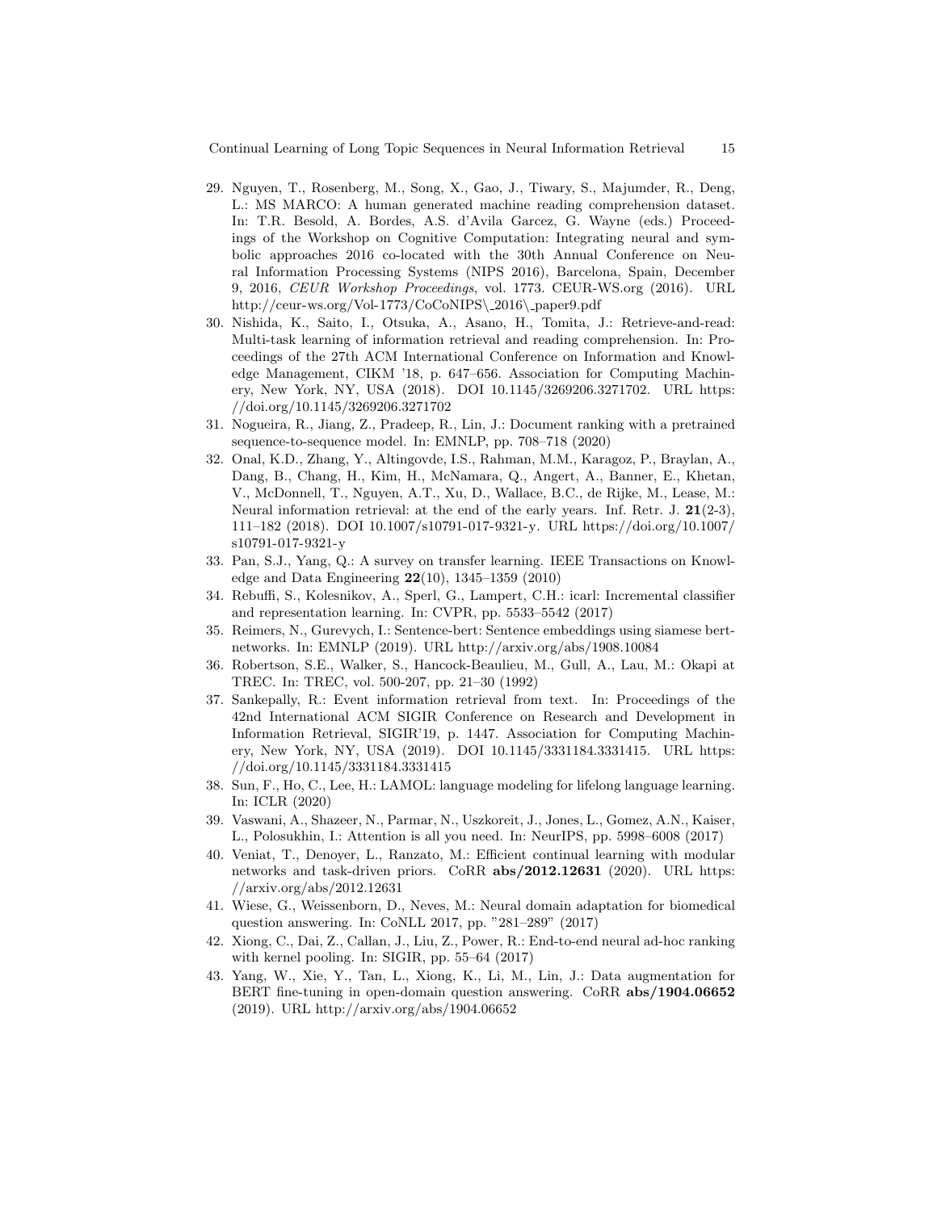29. Nguyen, T., Rosenberg, M., Song, X., Gao, J., Tiwary, S., Majumder, R., Deng, L.: MS MARCO: A human generated machine reading comprehension dataset. In: T.R. Besold, A. Bordes, A.S. d'Avila Garcez, G. Wayne (eds.) Proceedings of the Workshop on Cognitive Computation: Integrating neural and symbolic approaches 2016 co-located with the 30th Annual Conference on Neural Information Processing Systems (NIPS 2016), Barcelona, Spain, December 9, 2016, *CEUR Workshop Proceedings*, vol. 1773. CEUR-WS.org (2016). URL http://ceur-ws.org/Vol-1773/CoCoNIPS\_2016\_paper9.pdf
30. Nishida, K., Saito, I., Otsuka, A., Asano, H., Tomita, J.: Retrieve-and-read: Multi-task learning of information retrieval and reading comprehension. In: Proceedings of the 27th ACM International Conference on Information and Knowledge Management, CIKM '18, p. 647–656. Association for Computing Machinery, New York, NY, USA (2018). DOI 10.1145/3269206.3271702. URL https://doi.org/10.1145/3269206.3271702
31. Nogueira, R., Jiang, Z., Pradeep, R., Lin, J.: Document ranking with a pretrained sequence-to-sequence model. In: EMNLP, pp. 708–718 (2020)
32. Onal, K.D., Zhang, Y., Altingovde, I.S., Rahman, M.M., Karagoz, P., Braylan, A., Dang, B., Chang, H., Kim, H., McNamara, Q., Angert, A., Banner, E., Khetan, V., McDonnell, T., Nguyen, A.T., Xu, D., Wallace, B.C., de Rijke, M., Lease, M.: Neural information retrieval: at the end of the early years. Inf. Retr. J. **21**(2-3), 111–182 (2018). DOI 10.1007/s10791-017-9321-y. URL https://doi.org/10.1007/s10791-017-9321-y
33. Pan, S.J., Yang, Q.: A survey on transfer learning. IEEE Transactions on Knowledge and Data Engineering **22**(10), 1345–1359 (2010)
34. Rebuffi, S., Kolesnikov, A., Sperl, G., Lampert, C.H.: icarl: Incremental classifier and representation learning. In: CVPR, pp. 5533–5542 (2017)
35. Reimers, N., Gurevych, I.: Sentence-bert: Sentence embeddings using siamese bert-networks. In: EMNLP (2019). URL http://arxiv.org/abs/1908.10084
36. Robertson, S.E., Walker, S., Hancock-Beaulieu, M., Gull, A., Lau, M.: Okapi at TREC. In: TREC, vol. 500-207, pp. 21–30 (1992)
37. Sankepally, R.: Event information retrieval from text. In: Proceedings of the 42nd International ACM SIGIR Conference on Research and Development in Information Retrieval, SIGIR'19, p. 1447. Association for Computing Machinery, New York, NY, USA (2019). DOI 10.1145/3331184.3331415. URL https://doi.org/10.1145/3331184.3331415
38. Sun, F., Ho, C., Lee, H.: LAMOL: language modeling for lifelong language learning. In: ICLR (2020)
39. Vaswani, A., Shazeer, N., Parmar, N., Uszkoreit, J., Jones, L., Gomez, A.N., Kaiser, L., Polosukhin, I.: Attention is all you need. In: NeurIPS, pp. 5998–6008 (2017)
40. Veniat, T., Denoyer, L., Ranzato, M.: Efficient continual learning with modular networks and task-driven priors. CoRR **abs/2012.12631** (2020). URL https://arxiv.org/abs/2012.12631
41. Wiese, G., Weissenborn, D., Neves, M.: Neural domain adaptation for biomedical question answering. In: CoNLL 2017, pp. "281–289" (2017)
42. Xiong, C., Dai, Z., Callan, J., Liu, Z., Power, R.: End-to-end neural ad-hoc ranking with kernel pooling. In: SIGIR, pp. 55–64 (2017)
43. Yang, W., Xie, Y., Tan, L., Xiong, K., Li, M., Lin, J.: Data augmentation for BERT fine-tuning in open-domain question answering. CoRR **abs/1904.06652** (2019). URL http://arxiv.org/abs/1904.06652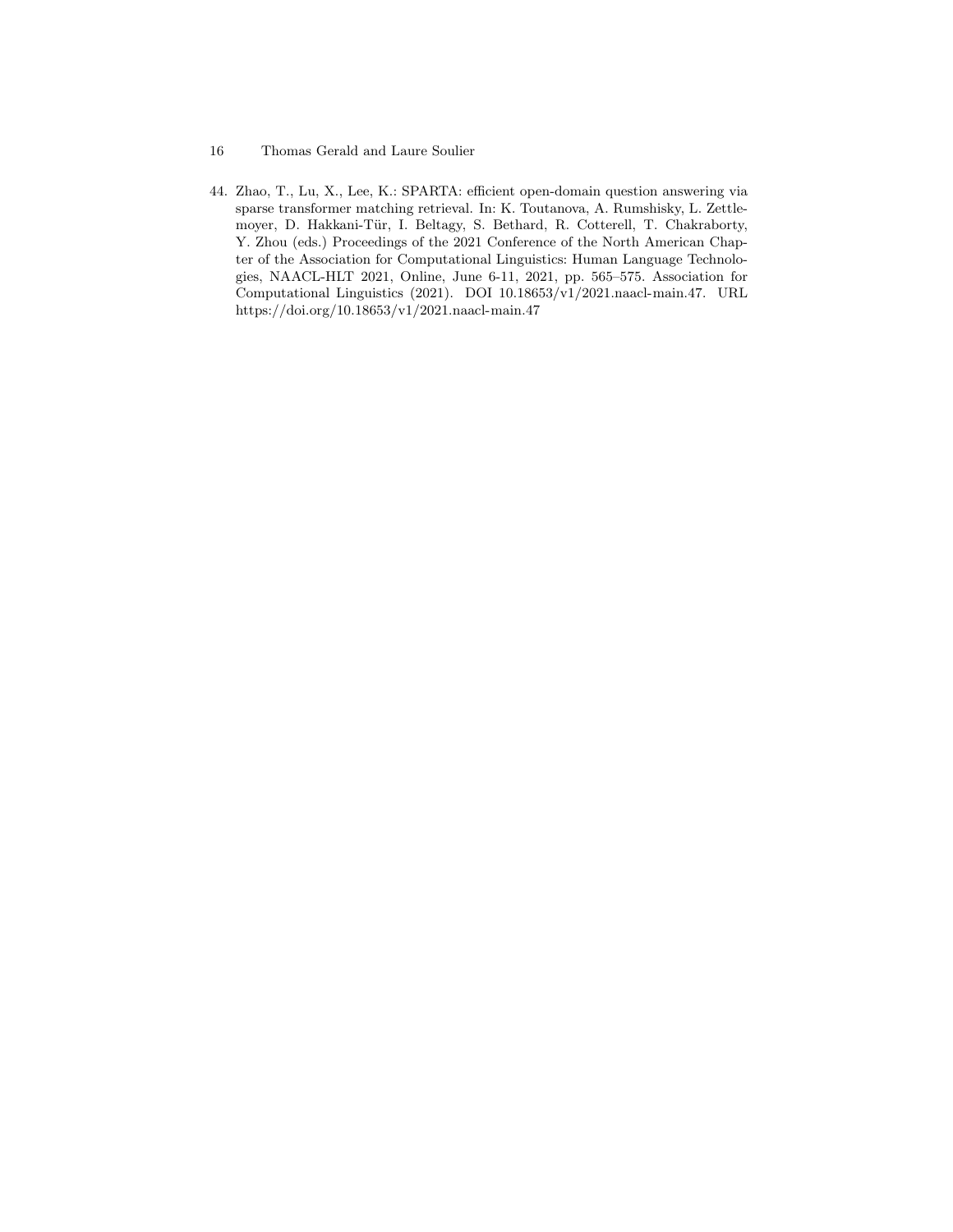44. Zhao, T., Lu, X., Lee, K.: SPARTA: efficient open-domain question answering via sparse transformer matching retrieval. In: K. Toutanova, A. Rumshisky, L. Zettlemoyer, D. Hakkani-Tür, I. Beltagy, S. Bethard, R. Cotterell, T. Chakraborty, Y. Zhou (eds.) Proceedings of the 2021 Conference of the North American Chapter of the Association for Computational Linguistics: Human Language Technologies, NAACL-HLT 2021, Online, June 6-11, 2021, pp. 565–575. Association for Computational Linguistics (2021). DOI 10.18653/v1/2021.naacl-main.47. URL https://doi.org/10.18653/v1/2021.naacl-main.47